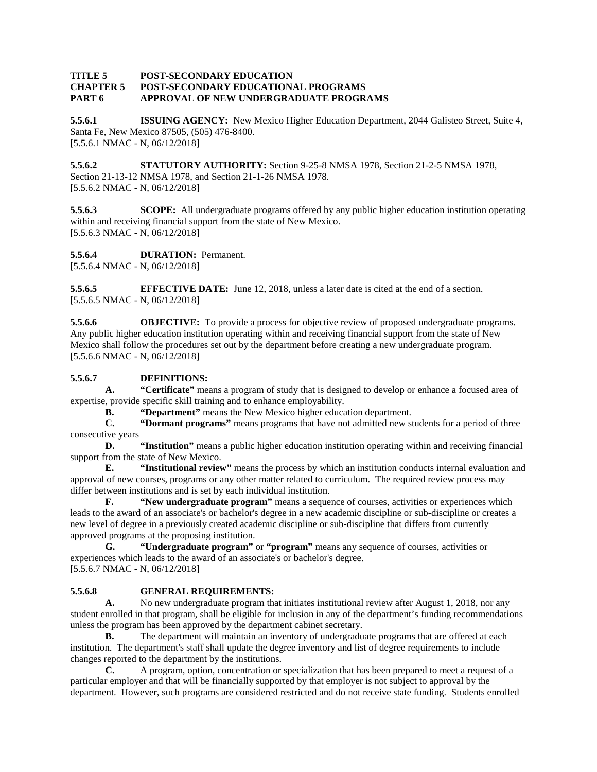**TITLE 5 POST-SECONDARY EDUCATION**
**CHAPTER 5 POST-SECONDARY EDUCATIONAL PROGRAMS**
**PART 6 APPROVAL OF NEW UNDERGRADUATE PROGRAMS**

**5.5.6.1 ISSUING AGENCY:** New Mexico Higher Education Department, 2044 Galisteo Street, Suite 4, Santa Fe, New Mexico 87505, (505) 476-8400.
[5.5.6.1 NMAC - N, 06/12/2018]

**5.5.6.2 STATUTORY AUTHORITY:** Section 9-25-8 NMSA 1978, Section 21-2-5 NMSA 1978, Section 21-13-12 NMSA 1978, and Section 21-1-26 NMSA 1978.
[5.5.6.2 NMAC - N, 06/12/2018]

**5.5.6.3 SCOPE:** All undergraduate programs offered by any public higher education institution operating within and receiving financial support from the state of New Mexico.
[5.5.6.3 NMAC - N, 06/12/2018]

**5.5.6.4 DURATION:** Permanent.
[5.5.6.4 NMAC - N, 06/12/2018]

**5.5.6.5 EFFECTIVE DATE:** June 12, 2018, unless a later date is cited at the end of a section.
[5.5.6.5 NMAC - N, 06/12/2018]

**5.5.6.6 OBJECTIVE:** To provide a process for objective review of proposed undergraduate programs. Any public higher education institution operating within and receiving financial support from the state of New Mexico shall follow the procedures set out by the department before creating a new undergraduate program.
[5.5.6.6 NMAC - N, 06/12/2018]

**5.5.6.7 DEFINITIONS:**

**A. "Certificate"** means a program of study that is designed to develop or enhance a focused area of expertise, provide specific skill training and to enhance employability.

**B. "Department"** means the New Mexico higher education department.

**C. "Dormant programs"** means programs that have not admitted new students for a period of three consecutive years

**D. "Institution"** means a public higher education institution operating within and receiving financial support from the state of New Mexico.

**E. "Institutional review"** means the process by which an institution conducts internal evaluation and approval of new courses, programs or any other matter related to curriculum. The required review process may differ between institutions and is set by each individual institution.

**F. "New undergraduate program"** means a sequence of courses, activities or experiences which leads to the award of an associate's or bachelor's degree in a new academic discipline or sub-discipline or creates a new level of degree in a previously created academic discipline or sub-discipline that differs from currently approved programs at the proposing institution.

**G. "Undergraduate program"** or **"program"** means any sequence of courses, activities or experiences which leads to the award of an associate's or bachelor's degree.
[5.5.6.7 NMAC - N, 06/12/2018]

**5.5.6.8 GENERAL REQUIREMENTS:**

**A.** No new undergraduate program that initiates institutional review after August 1, 2018, nor any student enrolled in that program, shall be eligible for inclusion in any of the department's funding recommendations unless the program has been approved by the department cabinet secretary.

**B.** The department will maintain an inventory of undergraduate programs that are offered at each institution. The department's staff shall update the degree inventory and list of degree requirements to include changes reported to the department by the institutions.

**C.** A program, option, concentration or specialization that has been prepared to meet a request of a particular employer and that will be financially supported by that employer is not subject to approval by the department. However, such programs are considered restricted and do not receive state funding. Students enrolled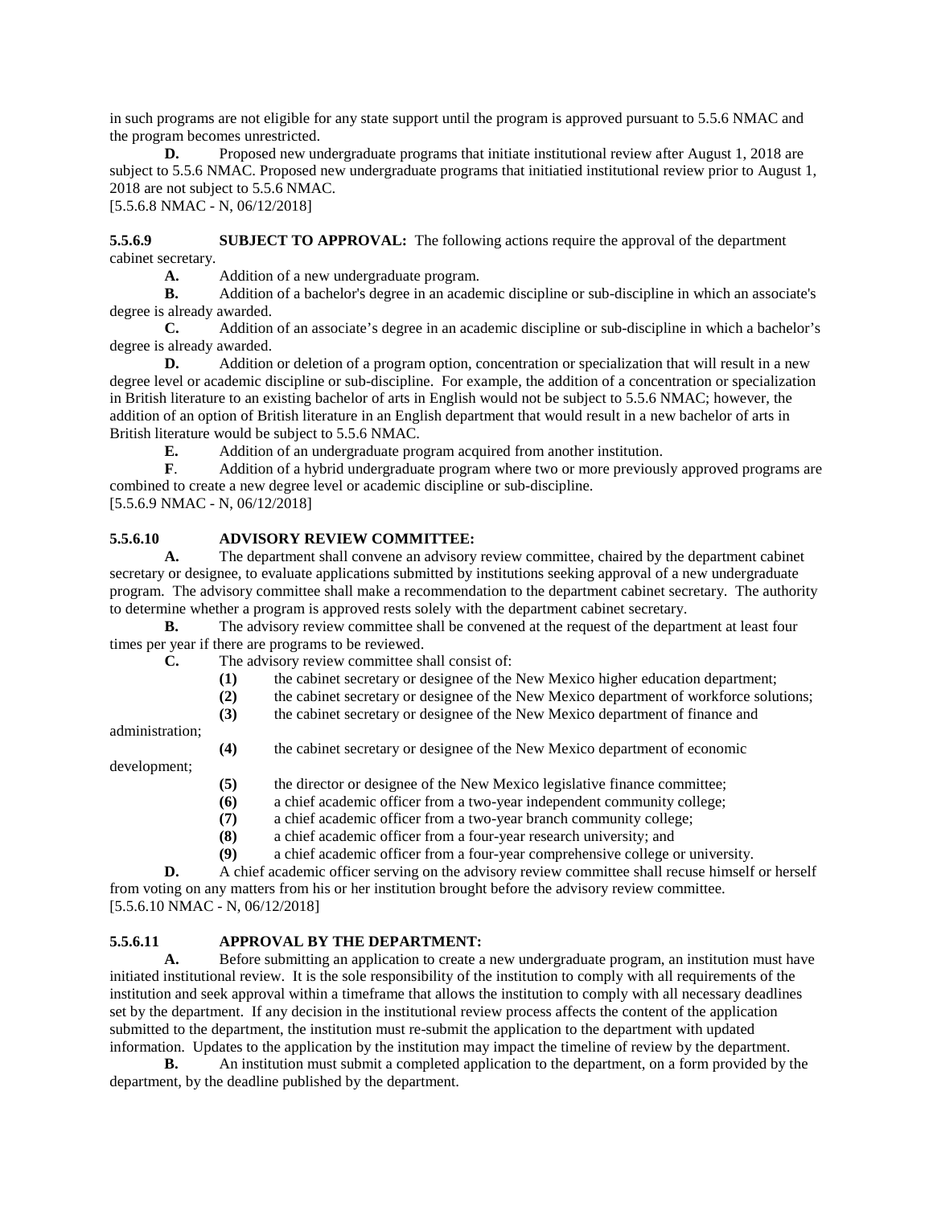in such programs are not eligible for any state support until the program is approved pursuant to 5.5.6 NMAC and the program becomes unrestricted.

**D.** Proposed new undergraduate programs that initiate institutional review after August 1, 2018 are subject to 5.5.6 NMAC. Proposed new undergraduate programs that initiatied institutional review prior to August 1, 2018 are not subject to 5.5.6 NMAC.

[5.5.6.8 NMAC - N, 06/12/2018]

**5.5.6.9 SUBJECT TO APPROVAL:** The following actions require the approval of the department cabinet secretary.

**A.** Addition of a new undergraduate program.

**B.** Addition of a bachelor's degree in an academic discipline or sub-discipline in which an associate's degree is already awarded.

**C.** Addition of an associate's degree in an academic discipline or sub-discipline in which a bachelor's degree is already awarded.

**D.** Addition or deletion of a program option, concentration or specialization that will result in a new degree level or academic discipline or sub-discipline. For example, the addition of a concentration or specialization in British literature to an existing bachelor of arts in English would not be subject to 5.5.6 NMAC; however, the addition of an option of British literature in an English department that would result in a new bachelor of arts in British literature would be subject to 5.5.6 NMAC.

**E.** Addition of an undergraduate program acquired from another institution.

**F**. Addition of a hybrid undergraduate program where two or more previously approved programs are combined to create a new degree level or academic discipline or sub-discipline.

[5.5.6.9 NMAC - N, 06/12/2018]

**5.5.6.10 ADVISORY REVIEW COMMITTEE:**

**A.** The department shall convene an advisory review committee, chaired by the department cabinet secretary or designee, to evaluate applications submitted by institutions seeking approval of a new undergraduate program. The advisory committee shall make a recommendation to the department cabinet secretary. The authority to determine whether a program is approved rests solely with the department cabinet secretary.

**B.** The advisory review committee shall be convened at the request of the department at least four times per year if there are programs to be reviewed.

**C.** The advisory review committee shall consist of:

**(1)** the cabinet secretary or designee of the New Mexico higher education department;

**(2)** the cabinet secretary or designee of the New Mexico department of workforce solutions;

**(3)** the cabinet secretary or designee of the New Mexico department of finance and administration;

**(4)** the cabinet secretary or designee of the New Mexico department of economic development;

**(5)** the director or designee of the New Mexico legislative finance committee;

**(6)** a chief academic officer from a two-year independent community college;

**(7)** a chief academic officer from a two-year branch community college;

**(8)** a chief academic officer from a four-year research university; and

**(9)** a chief academic officer from a four-year comprehensive college or university.

**D.** A chief academic officer serving on the advisory review committee shall recuse himself or herself from voting on any matters from his or her institution brought before the advisory review committee.

[5.5.6.10 NMAC - N, 06/12/2018]

**5.5.6.11 APPROVAL BY THE DEPARTMENT:**

**A.** Before submitting an application to create a new undergraduate program, an institution must have initiated institutional review. It is the sole responsibility of the institution to comply with all requirements of the institution and seek approval within a timeframe that allows the institution to comply with all necessary deadlines set by the department. If any decision in the institutional review process affects the content of the application submitted to the department, the institution must re-submit the application to the department with updated information. Updates to the application by the institution may impact the timeline of review by the department.

**B.** An institution must submit a completed application to the department, on a form provided by the department, by the deadline published by the department.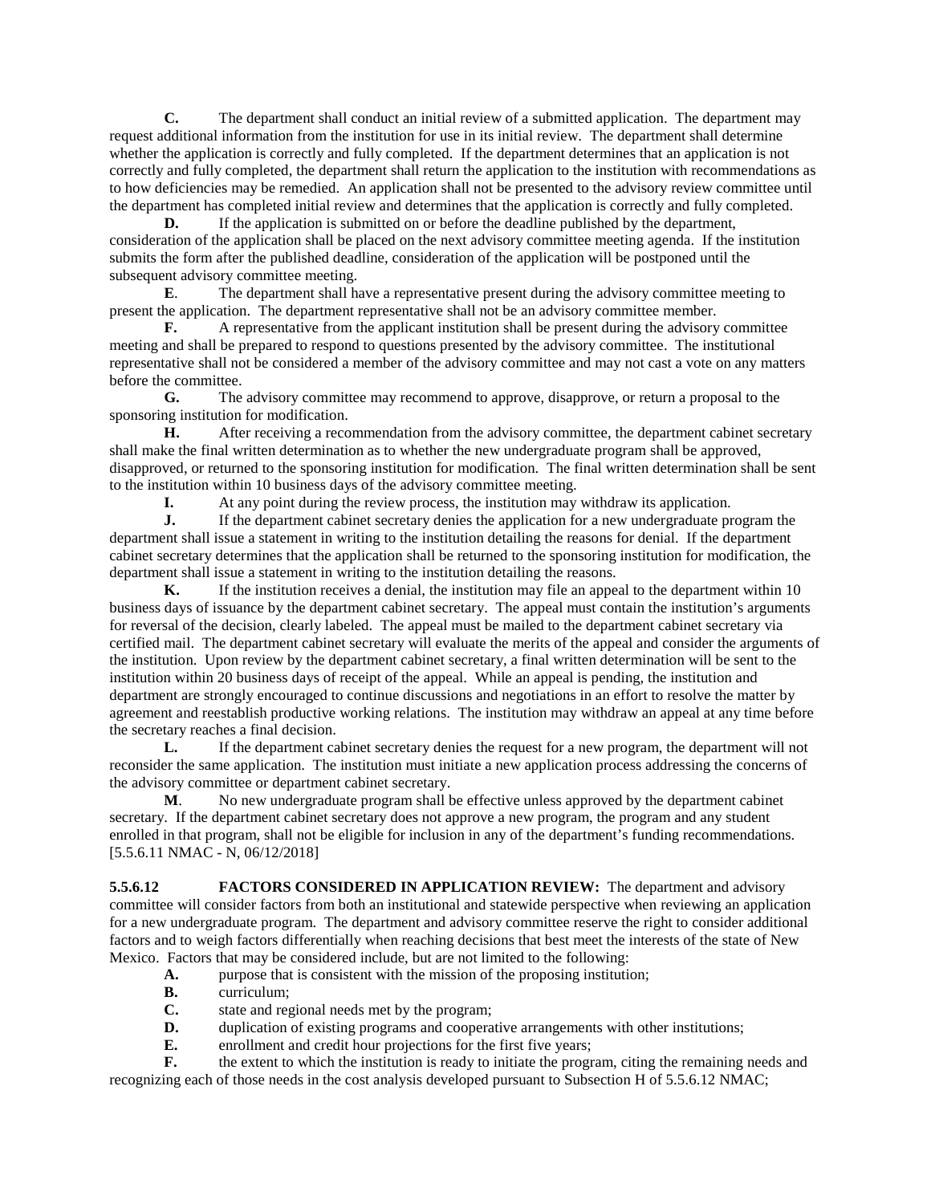**C.** The department shall conduct an initial review of a submitted application. The department may request additional information from the institution for use in its initial review. The department shall determine whether the application is correctly and fully completed. If the department determines that an application is not correctly and fully completed, the department shall return the application to the institution with recommendations as to how deficiencies may be remedied. An application shall not be presented to the advisory review committee until the department has completed initial review and determines that the application is correctly and fully completed.

**D.** If the application is submitted on or before the deadline published by the department, consideration of the application shall be placed on the next advisory committee meeting agenda. If the institution submits the form after the published deadline, consideration of the application will be postponed until the subsequent advisory committee meeting.

**E**. The department shall have a representative present during the advisory committee meeting to present the application. The department representative shall not be an advisory committee member.

**F.** A representative from the applicant institution shall be present during the advisory committee meeting and shall be prepared to respond to questions presented by the advisory committee. The institutional representative shall not be considered a member of the advisory committee and may not cast a vote on any matters before the committee.

**G.** The advisory committee may recommend to approve, disapprove, or return a proposal to the sponsoring institution for modification.

**H.** After receiving a recommendation from the advisory committee, the department cabinet secretary shall make the final written determination as to whether the new undergraduate program shall be approved, disapproved, or returned to the sponsoring institution for modification. The final written determination shall be sent to the institution within 10 business days of the advisory committee meeting.

**I.** At any point during the review process, the institution may withdraw its application.

**J.** If the department cabinet secretary denies the application for a new undergraduate program the department shall issue a statement in writing to the institution detailing the reasons for denial. If the department cabinet secretary determines that the application shall be returned to the sponsoring institution for modification, the department shall issue a statement in writing to the institution detailing the reasons.

**K.** If the institution receives a denial, the institution may file an appeal to the department within 10 business days of issuance by the department cabinet secretary. The appeal must contain the institution's arguments for reversal of the decision, clearly labeled. The appeal must be mailed to the department cabinet secretary via certified mail. The department cabinet secretary will evaluate the merits of the appeal and consider the arguments of the institution. Upon review by the department cabinet secretary, a final written determination will be sent to the institution within 20 business days of receipt of the appeal. While an appeal is pending, the institution and department are strongly encouraged to continue discussions and negotiations in an effort to resolve the matter by agreement and reestablish productive working relations. The institution may withdraw an appeal at any time before the secretary reaches a final decision.

**L.** If the department cabinet secretary denies the request for a new program, the department will not reconsider the same application. The institution must initiate a new application process addressing the concerns of the advisory committee or department cabinet secretary.

**M**. No new undergraduate program shall be effective unless approved by the department cabinet secretary. If the department cabinet secretary does not approve a new program, the program and any student enrolled in that program, shall not be eligible for inclusion in any of the department's funding recommendations.
[5.5.6.11 NMAC - N, 06/12/2018]

**5.5.6.12 FACTORS CONSIDERED IN APPLICATION REVIEW:** The department and advisory committee will consider factors from both an institutional and statewide perspective when reviewing an application for a new undergraduate program. The department and advisory committee reserve the right to consider additional factors and to weigh factors differentially when reaching decisions that best meet the interests of the state of New Mexico. Factors that may be considered include, but are not limited to the following:

**A.** purpose that is consistent with the mission of the proposing institution;

**B.** curriculum;

**C.** state and regional needs met by the program;

**D.** duplication of existing programs and cooperative arrangements with other institutions;

**E.** enrollment and credit hour projections for the first five years;

**F.** the extent to which the institution is ready to initiate the program, citing the remaining needs and recognizing each of those needs in the cost analysis developed pursuant to Subsection H of 5.5.6.12 NMAC;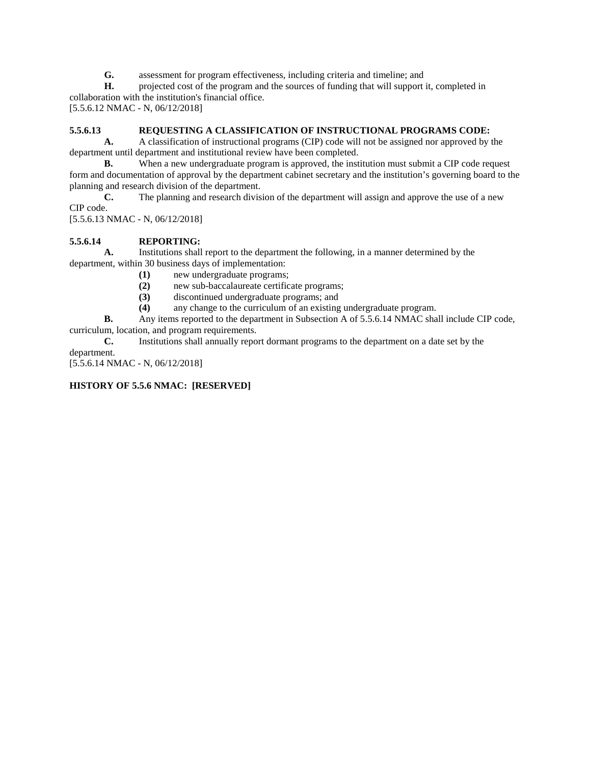**G.** assessment for program effectiveness, including criteria and timeline; and

**H.** projected cost of the program and the sources of funding that will support it, completed in collaboration with the institution's financial office.

[5.5.6.12 NMAC - N, 06/12/2018]

**5.5.6.13 REQUESTING A CLASSIFICATION OF INSTRUCTIONAL PROGRAMS CODE:**

**A.** A classification of instructional programs (CIP) code will not be assigned nor approved by the department until department and institutional review have been completed.

**B.** When a new undergraduate program is approved, the institution must submit a CIP code request form and documentation of approval by the department cabinet secretary and the institution's governing board to the planning and research division of the department.

**C.** The planning and research division of the department will assign and approve the use of a new CIP code.

[5.5.6.13 NMAC - N, 06/12/2018]

**5.5.6.14 REPORTING:**

**A.** Institutions shall report to the department the following, in a manner determined by the department, within 30 business days of implementation:

**(1)** new undergraduate programs;

**(2)** new sub-baccalaureate certificate programs;

**(3)** discontinued undergraduate programs; and

**(4)** any change to the curriculum of an existing undergraduate program.

**B.** Any items reported to the department in Subsection A of 5.5.6.14 NMAC shall include CIP code, curriculum, location, and program requirements.

**C.** Institutions shall annually report dormant programs to the department on a date set by the department.

[5.5.6.14 NMAC - N, 06/12/2018]

**HISTORY OF 5.5.6 NMAC: [RESERVED]**